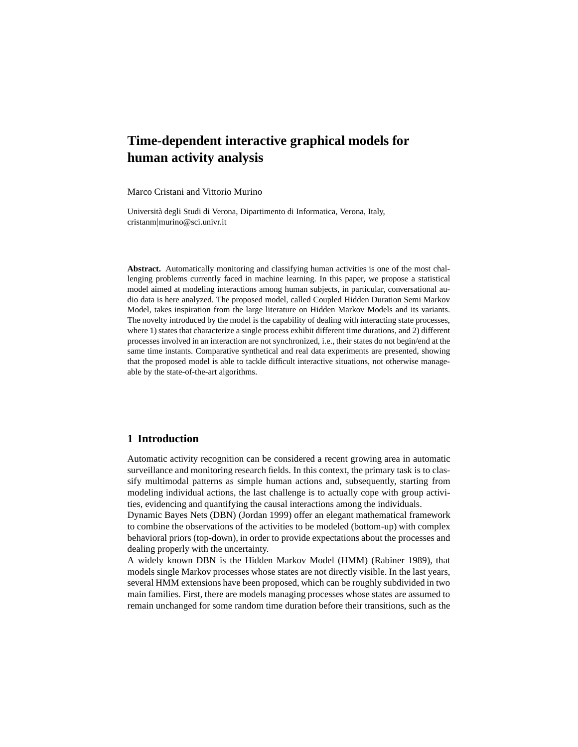# Time-dependent interactive graphical models for human activity analysis

Marco Cristani and Vittorio Murino

Università degli Studi di Verona, Dipartimento di Informatica, Verona, Italy,
cristanm|murino@sci.univr.it

**Abstract.** Automatically monitoring and classifying human activities is one of the most challenging problems currently faced in machine learning. In this paper, we propose a statistical model aimed at modeling interactions among human subjects, in particular, conversational audio data is here analyzed. The proposed model, called Coupled Hidden Duration Semi Markov Model, takes inspiration from the large literature on Hidden Markov Models and its variants. The novelty introduced by the model is the capability of dealing with interacting state processes, where 1) states that characterize a single process exhibit different time durations, and 2) different processes involved in an interaction are not synchronized, i.e., their states do not begin/end at the same time instants. Comparative synthetical and real data experiments are presented, showing that the proposed model is able to tackle difficult interactive situations, not otherwise manageable by the state-of-the-art algorithms.

## 1 Introduction

Automatic activity recognition can be considered a recent growing area in automatic surveillance and monitoring research fields. In this context, the primary task is to classify multimodal patterns as simple human actions and, subsequently, starting from modeling individual actions, the last challenge is to actually cope with group activities, evidencing and quantifying the causal interactions among the individuals.
Dynamic Bayes Nets (DBN) (Jordan 1999) offer an elegant mathematical framework to combine the observations of the activities to be modeled (bottom-up) with complex behavioral priors (top-down), in order to provide expectations about the processes and dealing properly with the uncertainty.
A widely known DBN is the Hidden Markov Model (HMM) (Rabiner 1989), that models single Markov processes whose states are not directly visible. In the last years, several HMM extensions have been proposed, which can be roughly subdivided in two main families. First, there are models managing processes whose states are assumed to remain unchanged for some random time duration before their transitions, such as the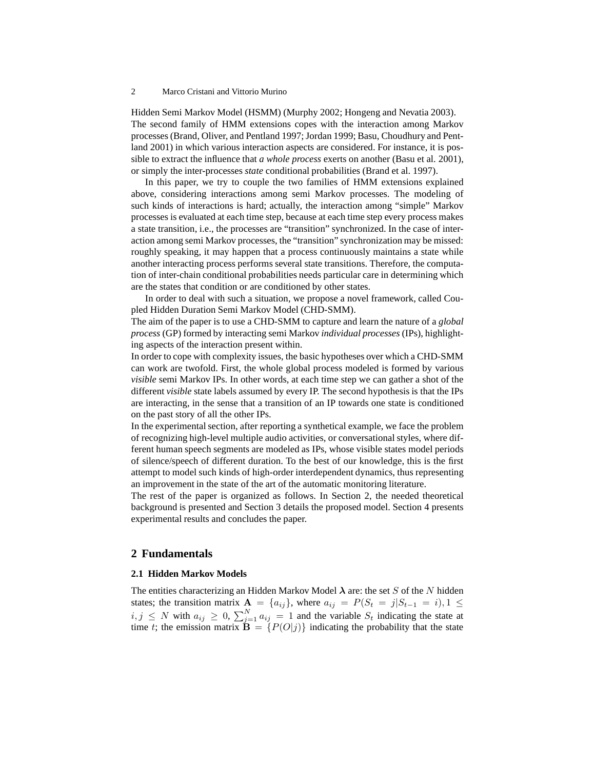Hidden Semi Markov Model (HSMM) (Murphy 2002; Hongeng and Nevatia 2003).
The second family of HMM extensions copes with the interaction among Markov processes (Brand, Oliver, and Pentland 1997; Jordan 1999; Basu, Choudhury and Pentland 2001) in which various interaction aspects are considered. For instance, it is possible to extract the influence that *a whole process* exerts on another (Basu et al. 2001), or simply the inter-processes *state* conditional probabilities (Brand et al. 1997).

In this paper, we try to couple the two families of HMM extensions explained above, considering interactions among semi Markov processes. The modeling of such kinds of interactions is hard; actually, the interaction among "simple" Markov processes is evaluated at each time step, because at each time step every process makes a state transition, i.e., the processes are "transition" synchronized. In the case of interaction among semi Markov processes, the "transition" synchronization may be missed: roughly speaking, it may happen that a process continuously maintains a state while another interacting process performs several state transitions. Therefore, the computation of inter-chain conditional probabilities needs particular care in determining which are the states that condition or are conditioned by other states.

In order to deal with such a situation, we propose a novel framework, called Coupled Hidden Duration Semi Markov Model (CHD-SMM).
The aim of the paper is to use a CHD-SMM to capture and learn the nature of a *global process* (GP) formed by interacting semi Markov *individual processes* (IPs), highlighting aspects of the interaction present within.
In order to cope with complexity issues, the basic hypotheses over which a CHD-SMM can work are twofold. First, the whole global process modeled is formed by various *visible* semi Markov IPs. In other words, at each time step we can gather a shot of the different *visible* state labels assumed by every IP. The second hypothesis is that the IPs are interacting, in the sense that a transition of an IP towards one state is conditioned on the past story of all the other IPs.
In the experimental section, after reporting a synthetical example, we face the problem of recognizing high-level multiple audio activities, or conversational styles, where different human speech segments are modeled as IPs, whose visible states model periods of silence/speech of different duration. To the best of our knowledge, this is the first attempt to model such kinds of high-order interdependent dynamics, thus representing an improvement in the state of the art of the automatic monitoring literature.
The rest of the paper is organized as follows. In Section 2, the needed theoretical background is presented and Section 3 details the proposed model. Section 4 presents experimental results and concludes the paper.

## 2 Fundamentals

### 2.1 Hidden Markov Models

The entities characterizing an Hidden Markov Model $\boldsymbol{\lambda}$ are: the set $S$ of the $N$ hidden states; the transition matrix $\mathbf{A} = \{a_{ij}\}$, where $a_{ij} = P(S_t = j|S_{t-1} = i), 1 \leq i, j \leq N$ with $a_{ij} \geq 0$, $\sum_{j=1}^{N} a_{ij} = 1$ and the variable $S_t$ indicating the state at time $t$; the emission matrix $\mathbf{B} = \{P(O|j)\}$ indicating the probability that the state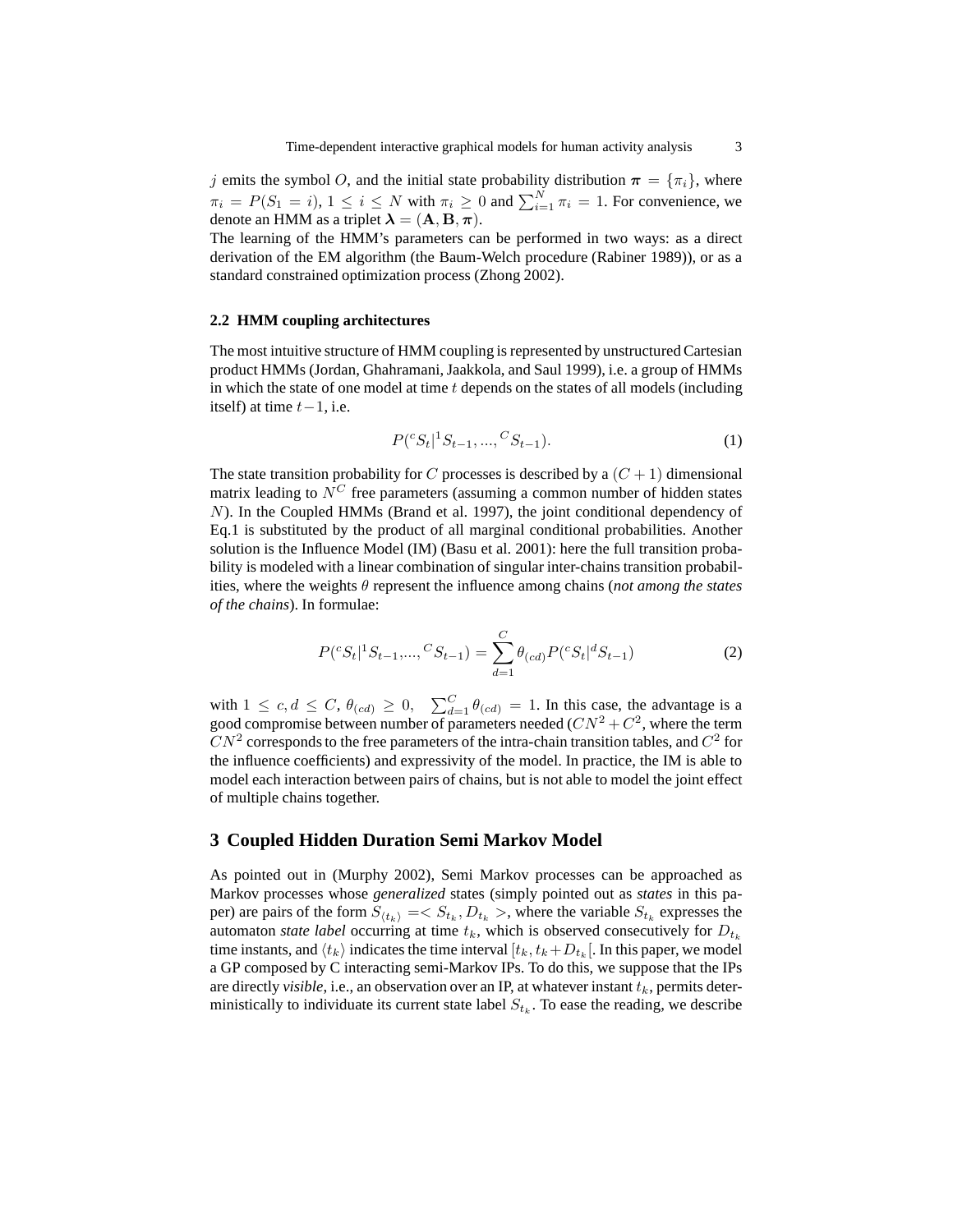$j$ emits the symbol $O$, and the initial state probability distribution $\boldsymbol{\pi} = \{\pi_i\}$, where $\pi_i = P(S_1 = i)$, $1 \leq i \leq N$ with $\pi_i \geq 0$ and $\sum_{i=1}^{N} \pi_i = 1$. For convenience, we denote an HMM as a triplet $\boldsymbol{\lambda} = (\mathbf{A}, \mathbf{B}, \boldsymbol{\pi})$.

The learning of the HMM's parameters can be performed in two ways: as a direct derivation of the EM algorithm (the Baum-Welch procedure (Rabiner 1989)), or as a standard constrained optimization process (Zhong 2002).

### 2.2 HMM coupling architectures

The most intuitive structure of HMM coupling is represented by unstructured Cartesian product HMMs (Jordan, Ghahramani, Jaakkola, and Saul 1999), i.e. a group of HMMs in which the state of one model at time $t$ depends on the states of all models (including itself) at time $t-1$, i.e.

$$P({}^{c}S_t | {}^{1}S_{t-1}, ..., {}^{C}S_{t-1}). \tag{1}$$

The state transition probability for $C$ processes is described by a $(C+1)$ dimensional matrix leading to $N^C$ free parameters (assuming a common number of hidden states $N$). In the Coupled HMMs (Brand et al. 1997), the joint conditional dependency of Eq.1 is substituted by the product of all marginal conditional probabilities. Another solution is the Influence Model (IM) (Basu et al. 2001): here the full transition probability is modeled with a linear combination of singular inter-chains transition probabilities, where the weights $\theta$ represent the influence among chains (*not among the states of the chains*). In formulae:

$$P({}^{c}S_t | {}^{1}S_{t-1}, ..., {}^{C}S_{t-1}) = \sum_{d=1}^{C} \theta_{(cd)} P({}^{c}S_t | {}^{d}S_{t-1}) \tag{2}$$

with $1 \leq c, d \leq C$, $\theta_{(cd)} \geq 0$, $\sum_{d=1}^{C} \theta_{(cd)} = 1$. In this case, the advantage is a good compromise between number of parameters needed ($CN^2 + C^2$, where the term $CN^2$ corresponds to the free parameters of the intra-chain transition tables, and $C^2$ for the influence coefficients) and expressivity of the model. In practice, the IM is able to model each interaction between pairs of chains, but is not able to model the joint effect of multiple chains together.

## 3 Coupled Hidden Duration Semi Markov Model

As pointed out in (Murphy 2002), Semi Markov processes can be approached as Markov processes whose *generalized* states (simply pointed out as *states* in this paper) are pairs of the form $S_{\langle t_k \rangle} = < S_{t_k}, D_{t_k} >$, where the variable $S_{t_k}$ expresses the automaton *state label* occurring at time $t_k$, which is observed consecutively for $D_{t_k}$ time instants, and $\langle t_k \rangle$ indicates the time interval $[t_k, t_k + D_{t_k}[$. In this paper, we model a GP composed by C interacting semi-Markov IPs. To do this, we suppose that the IPs are directly *visible*, i.e., an observation over an IP, at whatever instant $t_k$, permits deterministically to individuate its current state label $S_{t_k}$. To ease the reading, we describe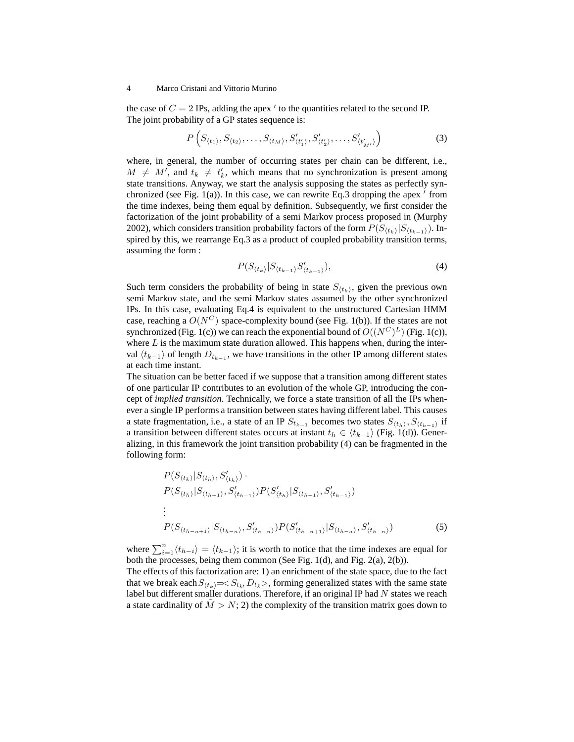the case of $C = 2$ IPs, adding the apex $'$ to the quantities related to the second IP. The joint probability of a GP states sequence is:

$$P\left(S_{\langle t_1 \rangle}, S_{\langle t_2 \rangle}, \ldots, S_{\langle t_M \rangle}, S'_{\langle t'_1 \rangle}, S'_{\langle t'_2 \rangle}, \ldots, S'_{\langle t'_{M'} \rangle}\right) \tag{3}$$

where, in general, the number of occurring states per chain can be different, i.e., $M \neq M'$, and $t_k \neq t'_k$, which means that no synchronization is present among state transitions. Anyway, we start the analysis supposing the states as perfectly synchronized (see Fig. 1(a)). In this case, we can rewrite Eq.3 dropping the apex $'$ from the time indexes, being them equal by definition. Subsequently, we first consider the factorization of the joint probability of a semi Markov process proposed in (Murphy 2002), which considers transition probability factors of the form $P(S_{\langle t_k \rangle}|S_{\langle t_{k-1} \rangle})$. Inspired by this, we rearrange Eq.3 as a product of coupled probability transition terms, assuming the form :

$$P(S_{\langle t_k \rangle}|S_{\langle t_{k-1} \rangle} S'_{\langle t_{k-1} \rangle}), \tag{4}$$

Such term considers the probability of being in state $S_{\langle t_k \rangle}$, given the previous own semi Markov state, and the semi Markov states assumed by the other synchronized IPs. In this case, evaluating Eq.4 is equivalent to the unstructured Cartesian HMM case, reaching a $O(N^C)$ space-complexity bound (see Fig. 1(b)). If the states are not synchronized (Fig. 1(c)) we can reach the exponential bound of $O((N^C)^L)$ (Fig. 1(c)), where $L$ is the maximum state duration allowed. This happens when, during the interval $\langle t_{k-1} \rangle$ of length $D_{t_{k-1}}$, we have transitions in the other IP among different states at each time instant.

The situation can be better faced if we suppose that a transition among different states of one particular IP contributes to an evolution of the whole GP, introducing the concept of *implied transition*. Technically, we force a state transition of all the IPs whenever a single IP performs a transition between states having different label. This causes a state fragmentation, i.e., a state of an IP $S_{t_{k-1}}$ becomes two states $S_{\langle t_h \rangle}, S_{\langle t_{h-1} \rangle}$ if a transition between different states occurs at instant $t_h \in \langle t_{k-1} \rangle$ (Fig. 1(d)). Generalizing, in this framework the joint transition probability (4) can be fragmented in the following form:

$$\begin{aligned}
&P(S_{\langle t_k \rangle}|S_{\langle t_h \rangle}, S'_{\langle t_h \rangle}) \cdot \\
&P(S_{\langle t_h \rangle}|S_{\langle t_{h-1} \rangle}, S'_{\langle t_{h-1} \rangle})P(S'_{\langle t_h \rangle}|S_{\langle t_{h-1} \rangle}, S'_{\langle t_{h-1} \rangle}) \\
&\vdots \\
&P(S_{\langle t_{h-n+1} \rangle}|S_{\langle t_{h-n} \rangle}, S'_{\langle t_{h-n} \rangle})P(S'_{\langle t_{h-n+1} \rangle}|S_{\langle t_{h-n} \rangle}, S'_{\langle t_{h-n} \rangle})
\end{aligned} \tag{5}$$

where $\sum_{i=1}^{n} \langle t_{h-i} \rangle = \langle t_{k-1} \rangle$; it is worth to notice that the time indexes are equal for both the processes, being them common (See Fig. 1(d), and Fig. 2(a), 2(b)).

The effects of this factorization are: 1) an enrichment of the state space, due to the fact that we break each $S_{\langle t_k \rangle} = < S_{t_k}, D_{t_k} >$, forming generalized states with the same state label but different smaller durations. Therefore, if an original IP had $N$ states we reach a state cardinality of $\tilde{M} > N$; 2) the complexity of the transition matrix goes down to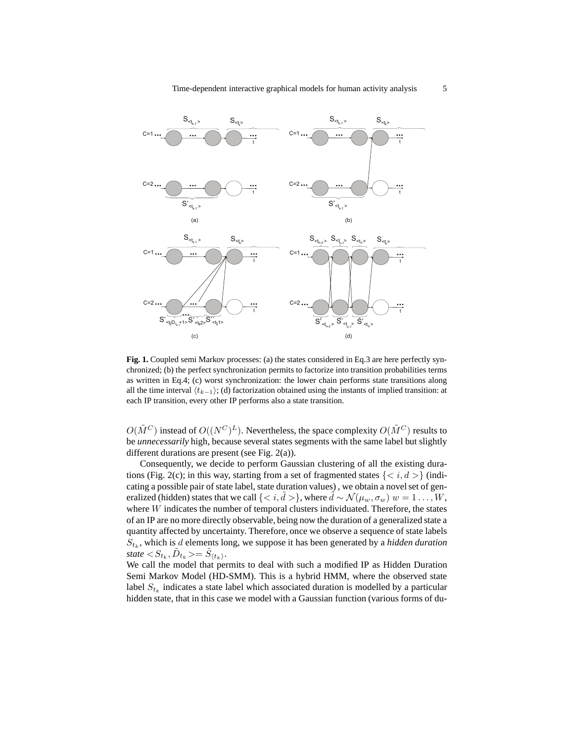**Fig. 1.** Coupled semi Markov processes: (a) the states considered in Eq.3 are here perfectly synchronized; (b) the perfect synchronization permits to factorize into transition probabilities terms as written in Eq.4; (c) worst synchronization: the lower chain performs state transitions along all the time interval $\langle t_{k-1} \rangle$; (d) factorization obtained using the instants of implied transition: at each IP transition, every other IP performs also a state transition.

$O(\tilde{M}^C)$ instead of $O((N^C)^L)$. Nevertheless, the space complexity $O(\tilde{M}^C)$ results to be *unnecessarily* high, because several states segments with the same label but slightly different durations are present (see Fig. 2(a)).

Consequently, we decide to perform Gaussian clustering of all the existing durations (Fig. 2(c); in this way, starting from a set of fragmented states $\{< i, d >\}$ (indicating a possible pair of state label, state duration values) , we obtain a novel set of generalized (hidden) states that we call $\{< i, \tilde{d} >\}$, where $\tilde{d} \sim \mathcal{N}(\mu_w, \sigma_w)$ $w = 1 \ldots, W$, where $W$ indicates the number of temporal clusters individuated. Therefore, the states of an IP are no more directly observable, being now the duration of a generalized state a quantity affected by uncertainty. Therefore, once we observe a sequence of state labels $S_{t_k}$, which is $d$ elements long, we suppose it has been generated by a *hidden duration state* $< S_{t_k}, \tilde{D}_{t_k} >= \tilde{S}_{\langle t_k \rangle}$.

We call the model that permits to deal with such a modified IP as Hidden Duration Semi Markov Model (HD-SMM). This is a hybrid HMM, where the observed state label $S_{t_k}$ indicates a state label which associated duration is modelled by a particular hidden state, that in this case we model with a Gaussian function (various forms of du-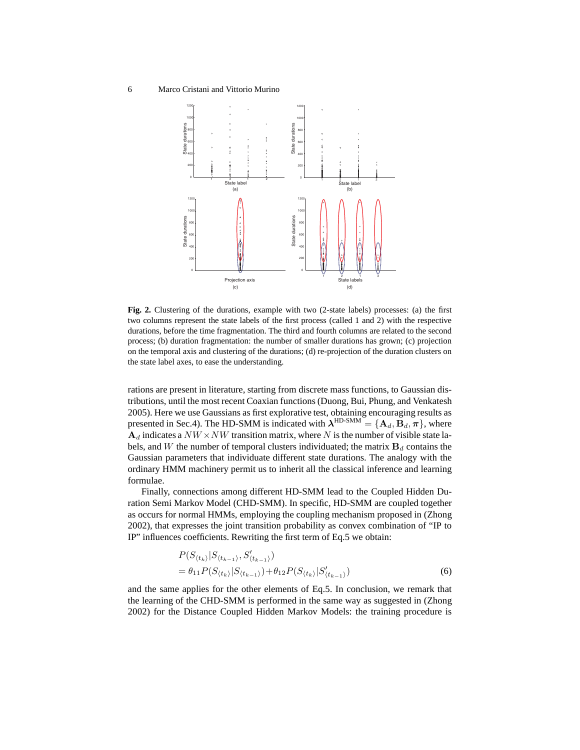**Fig. 2.** Clustering of the durations, example with two (2-state labels) processes: (a) the first two columns represent the state labels of the first process (called 1 and 2) with the respective durations, before the time fragmentation. The third and fourth columns are related to the second process; (b) duration fragmentation: the number of smaller durations has grown; (c) projection on the temporal axis and clustering of the durations; (d) re-projection of the duration clusters on the state label axes, to ease the understanding.

rations are present in literature, starting from discrete mass functions, to Gaussian distributions, until the most recent Coaxian functions (Duong, Bui, Phung, and Venkatesh 2005). Here we use Gaussians as first explorative test, obtaining encouraging results as presented in Sec.4). The HD-SMM is indicated with $\boldsymbol{\lambda}^{\text{HD-SMM}} = \{\mathbf{A}_d, \mathbf{B}_d, \boldsymbol{\pi}\}$, where $\mathbf{A}_d$ indicates a $NW \times NW$ transition matrix, where $N$ is the number of visible state labels, and $W$ the number of temporal clusters individuated; the matrix $\mathbf{B}_d$ contains the Gaussian parameters that individuate different state durations. The analogy with the ordinary HMM machinery permit us to inherit all the classical inference and learning formulae.

Finally, connections among different HD-SMM lead to the Coupled Hidden Duration Semi Markov Model (CHD-SMM). In specific, HD-SMM are coupled together as occurs for normal HMMs, employing the coupling mechanism proposed in (Zhong 2002), that expresses the joint transition probability as convex combination of "IP to IP" influences coefficients. Rewriting the first term of Eq.5 we obtain:

$$
\begin{aligned}
&P(S_{\langle t_k \rangle} | S_{\langle t_{k-1} \rangle}, S'_{\langle t_{k-1} \rangle}) \\
&= \theta_{11} P(S_{\langle t_k \rangle} | S_{\langle t_{k-1} \rangle}) + \theta_{12} P(S_{\langle t_k \rangle} | S'_{\langle t_{k-1} \rangle})
\end{aligned} \tag{6}
$$

and the same applies for the other elements of Eq.5. In conclusion, we remark that the learning of the CHD-SMM is performed in the same way as suggested in (Zhong 2002) for the Distance Coupled Hidden Markov Models: the training procedure is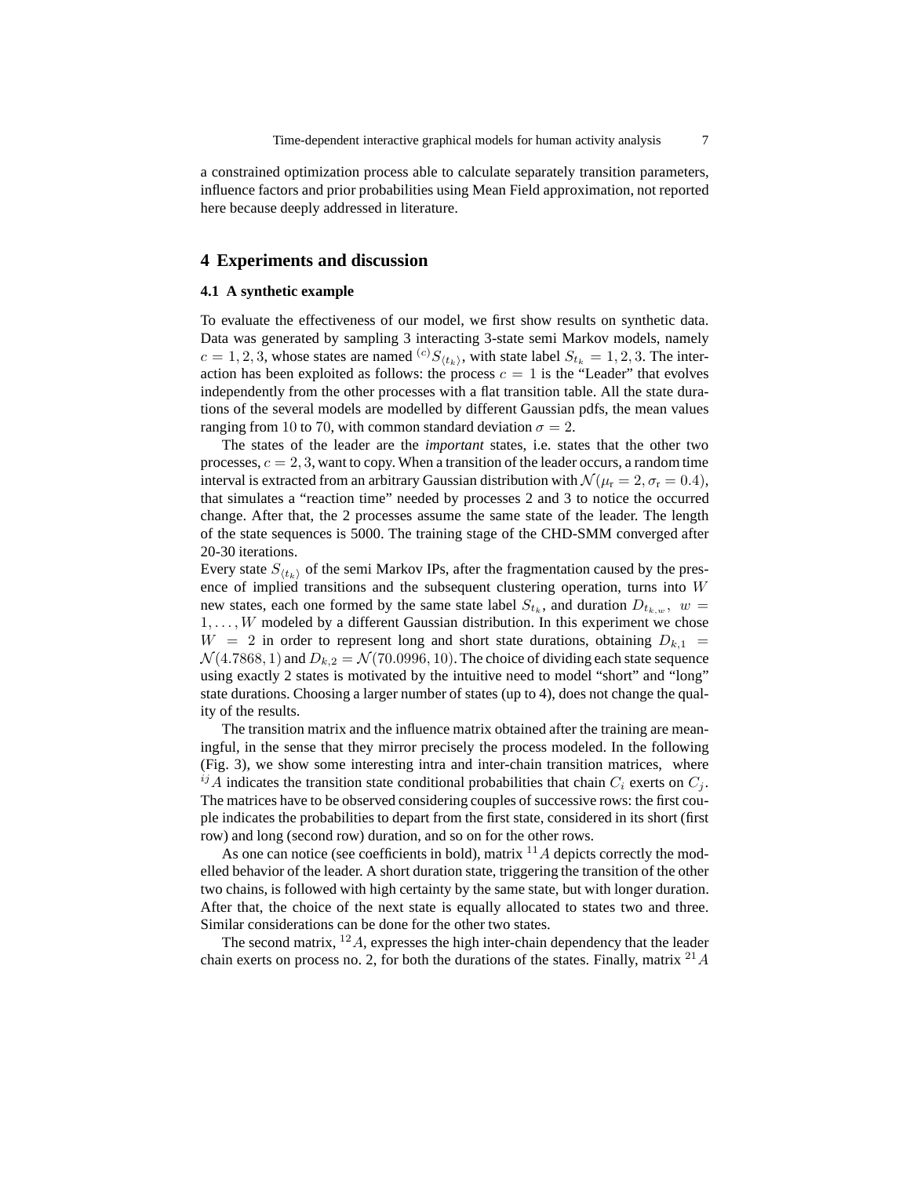a constrained optimization process able to calculate separately transition parameters, influence factors and prior probabilities using Mean Field approximation, not reported here because deeply addressed in literature.

## 4 Experiments and discussion

### 4.1 A synthetic example

To evaluate the effectiveness of our model, we first show results on synthetic data. Data was generated by sampling 3 interacting 3-state semi Markov models, namely $c = 1, 2, 3$, whose states are named ${}^{(c)}S_{\langle t_k \rangle}$, with state label $S_{t_k} = 1, 2, 3$. The interaction has been exploited as follows: the process $c = 1$ is the "Leader" that evolves independently from the other processes with a flat transition table. All the state durations of the several models are modelled by different Gaussian pdfs, the mean values ranging from 10 to 70, with common standard deviation $\sigma = 2$.

The states of the leader are the *important* states, i.e. states that the other two processes, $c = 2, 3$, want to copy. When a transition of the leader occurs, a random time interval is extracted from an arbitrary Gaussian distribution with $\mathcal{N}(\mu_r = 2, \sigma_r = 0.4)$, that simulates a "reaction time" needed by processes 2 and 3 to notice the occurred change. After that, the 2 processes assume the same state of the leader. The length of the state sequences is 5000. The training stage of the CHD-SMM converged after 20-30 iterations.

Every state $S_{\langle t_k \rangle}$ of the semi Markov IPs, after the fragmentation caused by the presence of implied transitions and the subsequent clustering operation, turns into $W$ new states, each one formed by the same state label $S_{t_k}$, and duration $D_{t_k,w}$, $w = 1, \ldots, W$ modeled by a different Gaussian distribution. In this experiment we chose $W = 2$ in order to represent long and short state durations, obtaining $D_{k,1} = \mathcal{N}(4.7868, 1)$ and $D_{k,2} = \mathcal{N}(70.0996, 10)$. The choice of dividing each state sequence using exactly 2 states is motivated by the intuitive need to model "short" and "long" state durations. Choosing a larger number of states (up to 4), does not change the quality of the results.

The transition matrix and the influence matrix obtained after the training are meaningful, in the sense that they mirror precisely the process modeled. In the following (Fig. 3), we show some interesting intra and inter-chain transition matrices, where ${}^{ij}A$ indicates the transition state conditional probabilities that chain $C_i$ exerts on $C_j$. The matrices have to be observed considering couples of successive rows: the first couple indicates the probabilities to depart from the first state, considered in its short (first row) and long (second row) duration, and so on for the other rows.

As one can notice (see coefficients in bold), matrix ${}^{11}A$ depicts correctly the modelled behavior of the leader. A short duration state, triggering the transition of the other two chains, is followed with high certainty by the same state, but with longer duration. After that, the choice of the next state is equally allocated to states two and three. Similar considerations can be done for the other two states.

The second matrix, ${}^{12}A$, expresses the high inter-chain dependency that the leader chain exerts on process no. 2, for both the durations of the states. Finally, matrix ${}^{21}A$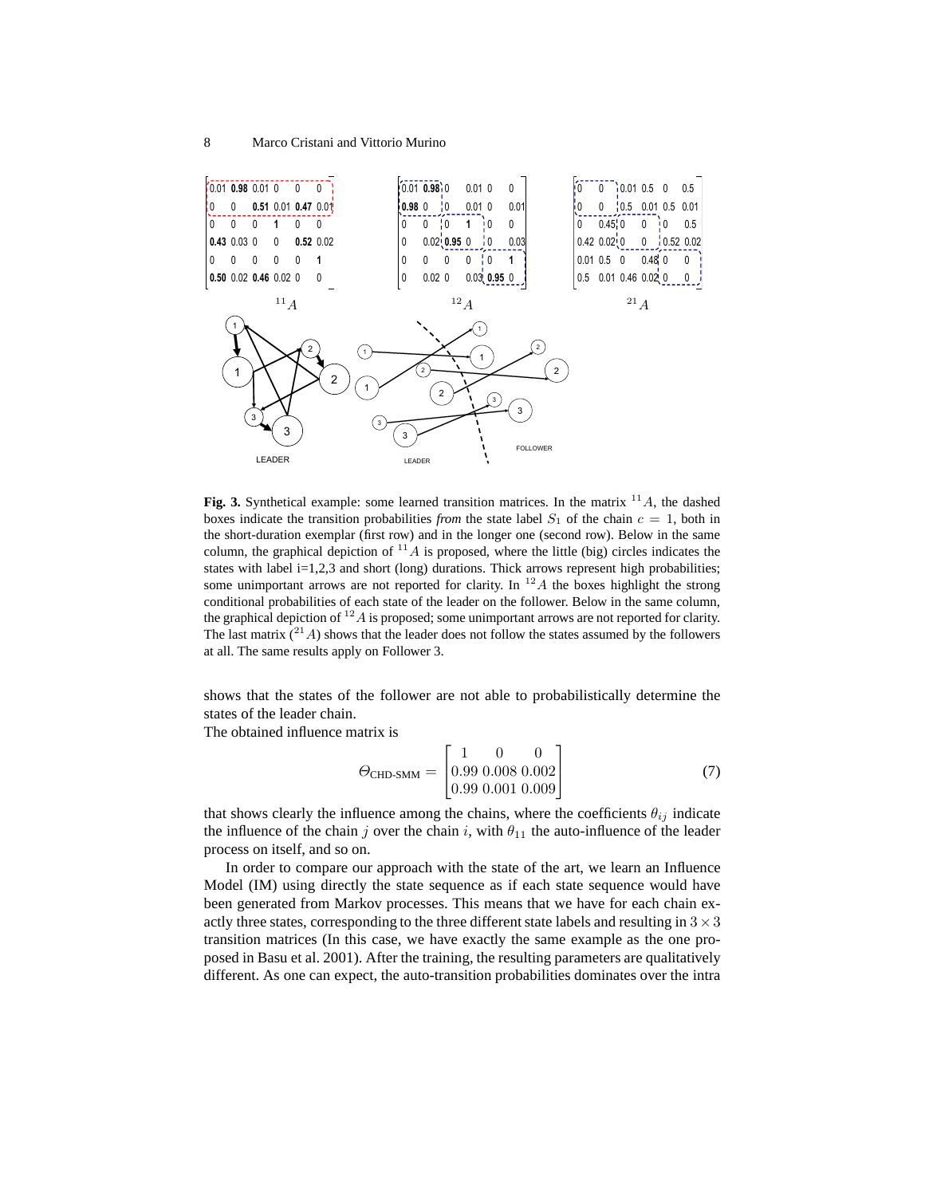$$^{11}A = \begin{bmatrix} 0.01 & \mathbf{0.98} & 0.01 & 0 & 0 & 0 \\ 0 & 0 & \mathbf{0.51} & 0.01 & \mathbf{0.47} & 0.01 \\ 0 & 0 & 0 & \mathbf{1} & 0 & 0 \\ \mathbf{0.43} & 0.03 & 0 & 0 & \mathbf{0.52} & 0.02 \\ 0 & 0 & 0 & 0 & 0 & \mathbf{1} \\ \mathbf{0.50} & 0.02 & \mathbf{0.46} & 0.02 & 0 & 0 \end{bmatrix} \quad ^{12}A = \begin{bmatrix} 0.01 & \mathbf{0.98} & 0 & 0.01 & 0 & 0 \\ \mathbf{0.98} & 0 & 0 & 0.01 & 0 & 0.01 \\ 0 & 0 & 0 & \mathbf{1} & 0 & 0 \\ 0 & 0.02 & \mathbf{0.95} & 0 & 0 & 0.03 \\ 0 & 0 & 0 & 0 & 0 & \mathbf{1} \\ 0 & 0.02 & 0 & 0.03 & \mathbf{0.95} & 0 \end{bmatrix} \quad ^{21}A = \begin{bmatrix} 0 & 0 & 0.01 & 0.5 & 0 & 0.5 \\ 0 & 0 & 0.5 & 0.01 & 0.5 & 0.01 \\ 0 & 0.45 & 0 & 0 & 0 & 0.5 \\ 0.42 & 0.02 & 0 & 0 & 0.52 & 0.02 \\ 0.01 & 0.5 & 0 & 0.48 & 0 & 0 \\ 0.5 & 0.01 & 0.46 & 0.02 & 0 & 0 \end{bmatrix}$$

**Fig. 3.** Synthetical example: some learned transition matrices. In the matrix $^{11}A$, the dashed boxes indicate the transition probabilities *from* the state label $S_1$ of the chain $c = 1$, both in the short-duration exemplar (first row) and in the longer one (second row). Below in the same column, the graphical depiction of $^{11}A$ is proposed, where the little (big) circles indicates the states with label i=1,2,3 and short (long) durations. Thick arrows represent high probabilities; some unimportant arrows are not reported for clarity. In $^{12}A$ the boxes highlight the strong conditional probabilities of each state of the leader on the follower. Below in the same column, the graphical depiction of $^{12}A$ is proposed; some unimportant arrows are not reported for clarity. The last matrix ($^{21}A$) shows that the leader does not follow the states assumed by the followers at all. The same results apply on Follower 3.

shows that the states of the follower are not able to probabilistically determine the states of the leader chain.

The obtained influence matrix is

$$\Theta_{\text{CHD-SMM}} = \begin{bmatrix} 1 & 0 & 0 \\ 0.99 & 0.008 & 0.002 \\ 0.99 & 0.001 & 0.009 \end{bmatrix} \tag{7}$$

that shows clearly the influence among the chains, where the coefficients $\theta_{ij}$ indicate the influence of the chain $j$ over the chain $i$, with $\theta_{11}$ the auto-influence of the leader process on itself, and so on.

In order to compare our approach with the state of the art, we learn an Influence Model (IM) using directly the state sequence as if each state sequence would have been generated from Markov processes. This means that we have for each chain exactly three states, corresponding to the three different state labels and resulting in $3 \times 3$ transition matrices (In this case, we have exactly the same example as the one proposed in Basu et al. 2001). After the training, the resulting parameters are qualitatively different. As one can expect, the auto-transition probabilities dominates over the intra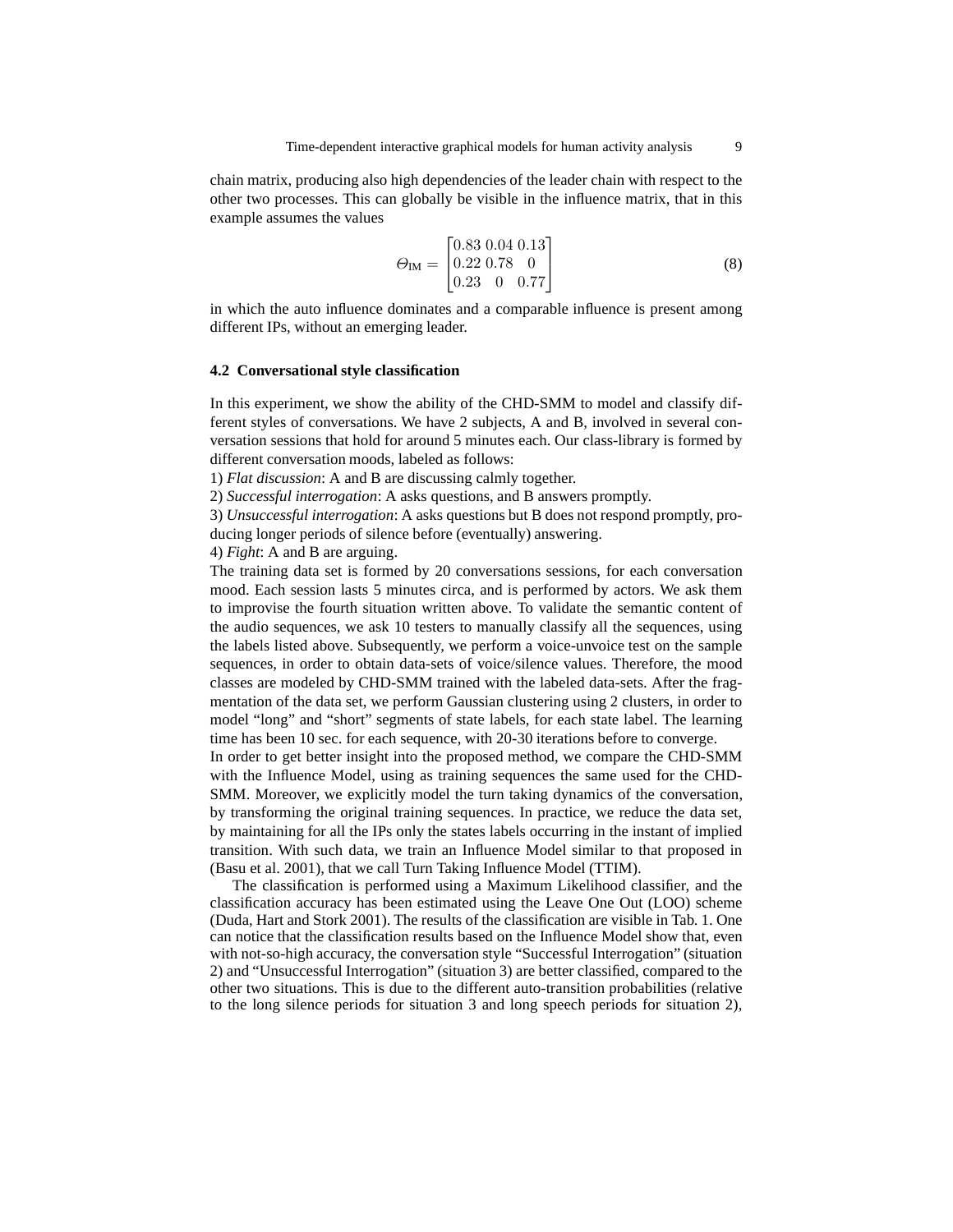chain matrix, producing also high dependencies of the leader chain with respect to the other two processes. This can globally be visible in the influence matrix, that in this example assumes the values

$$\Theta_{\text{IM}} = \begin{bmatrix} 0.83 & 0.04 & 0.13 \\ 0.22 & 0.78 & 0 \\ 0.23 & 0 & 0.77 \end{bmatrix} \tag{8}$$

in which the auto influence dominates and a comparable influence is present among different IPs, without an emerging leader.

### 4.2 Conversational style classification

In this experiment, we show the ability of the CHD-SMM to model and classify different styles of conversations. We have 2 subjects, A and B, involved in several conversation sessions that hold for around 5 minutes each. Our class-library is formed by different conversation moods, labeled as follows:

1) *Flat discussion*: A and B are discussing calmly together.
2) *Successful interrogation*: A asks questions, and B answers promptly.
3) *Unsuccessful interrogation*: A asks questions but B does not respond promptly, producing longer periods of silence before (eventually) answering.
4) *Fight*: A and B are arguing.

The training data set is formed by 20 conversations sessions, for each conversation mood. Each session lasts 5 minutes circa, and is performed by actors. We ask them to improvise the fourth situation written above. To validate the semantic content of the audio sequences, we ask 10 testers to manually classify all the sequences, using the labels listed above. Subsequently, we perform a voice-unvoice test on the sample sequences, in order to obtain data-sets of voice/silence values. Therefore, the mood classes are modeled by CHD-SMM trained with the labeled data-sets. After the fragmentation of the data set, we perform Gaussian clustering using 2 clusters, in order to model "long" and "short" segments of state labels, for each state label. The learning time has been 10 sec. for each sequence, with 20-30 iterations before to converge.
In order to get better insight into the proposed method, we compare the CHD-SMM with the Influence Model, using as training sequences the same used for the CHD-SMM. Moreover, we explicitly model the turn taking dynamics of the conversation, by transforming the original training sequences. In practice, we reduce the data set, by maintaining for all the IPs only the states labels occurring in the instant of implied transition. With such data, we train an Influence Model similar to that proposed in (Basu et al. 2001), that we call Turn Taking Influence Model (TTIM).

The classification is performed using a Maximum Likelihood classifier, and the classification accuracy has been estimated using the Leave One Out (LOO) scheme (Duda, Hart and Stork 2001). The results of the classification are visible in Tab. 1. One can notice that the classification results based on the Influence Model show that, even with not-so-high accuracy, the conversation style "Successful Interrogation" (situation 2) and "Unsuccessful Interrogation" (situation 3) are better classified, compared to the other two situations. This is due to the different auto-transition probabilities (relative to the long silence periods for situation 3 and long speech periods for situation 2),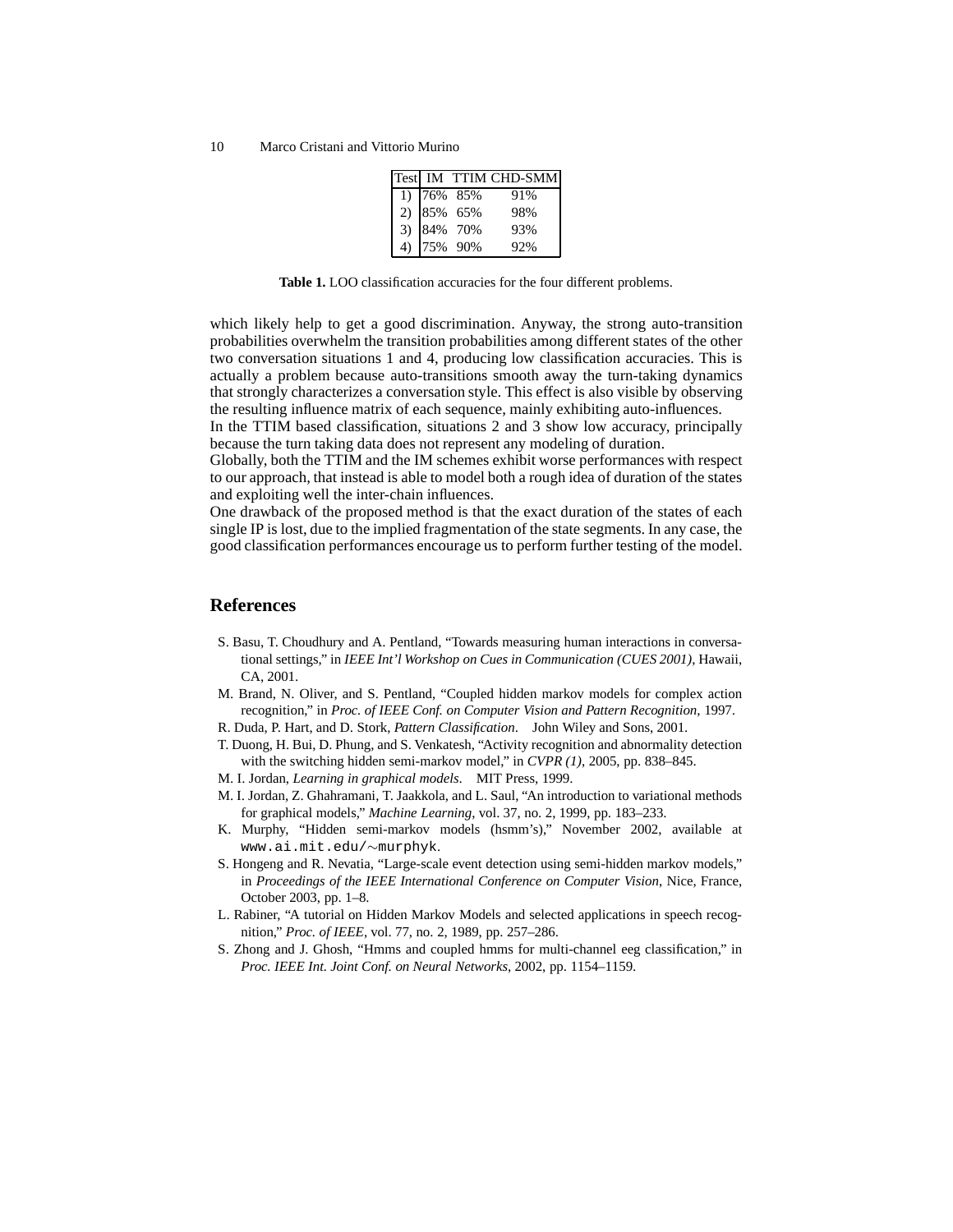| Test | IM | TTIM | CHD-SMM |
|---|---|---|---|
| 1) | 76% | 85% | 91% |
| 2) | 85% | 65% | 98% |
| 3) | 84% | 70% | 93% |
| 4) | 75% | 90% | 92% |

**Table 1.** LOO classification accuracies for the four different problems.

which likely help to get a good discrimination. Anyway, the strong auto-transition probabilities overwhelm the transition probabilities among different states of the other two conversation situations 1 and 4, producing low classification accuracies. This is actually a problem because auto-transitions smooth away the turn-taking dynamics that strongly characterizes a conversation style. This effect is also visible by observing the resulting influence matrix of each sequence, mainly exhibiting auto-influences.
In the TTIM based classification, situations 2 and 3 show low accuracy, principally because the turn taking data does not represent any modeling of duration.
Globally, both the TTIM and the IM schemes exhibit worse performances with respect to our approach, that instead is able to model both a rough idea of duration of the states and exploiting well the inter-chain influences.
One drawback of the proposed method is that the exact duration of the states of each single IP is lost, due to the implied fragmentation of the state segments. In any case, the good classification performances encourage us to perform further testing of the model.

## References

- S. Basu, T. Choudhury and A. Pentland, "Towards measuring human interactions in conversational settings," in *IEEE Int'l Workshop on Cues in Communication (CUES 2001)*, Hawaii, CA, 2001.
- M. Brand, N. Oliver, and S. Pentland, "Coupled hidden markov models for complex action recognition," in *Proc. of IEEE Conf. on Computer Vision and Pattern Recognition*, 1997.
- R. Duda, P. Hart, and D. Stork, *Pattern Classification*. John Wiley and Sons, 2001.
- T. Duong, H. Bui, D. Phung, and S. Venkatesh, "Activity recognition and abnormality detection with the switching hidden semi-markov model," in *CVPR (1)*, 2005, pp. 838–845.
- M. I. Jordan, *Learning in graphical models*. MIT Press, 1999.
- M. I. Jordan, Z. Ghahramani, T. Jaakkola, and L. Saul, "An introduction to variational methods for graphical models," *Machine Learning*, vol. 37, no. 2, 1999, pp. 183–233.
- K. Murphy, "Hidden semi-markov models (hsmm's)," November 2002, available at `www.ai.mit.edu/~murphyk`.
- S. Hongeng and R. Nevatia, "Large-scale event detection using semi-hidden markov models," in *Proceedings of the IEEE International Conference on Computer Vision*, Nice, France, October 2003, pp. 1–8.
- L. Rabiner, "A tutorial on Hidden Markov Models and selected applications in speech recognition," *Proc. of IEEE*, vol. 77, no. 2, 1989, pp. 257–286.
- S. Zhong and J. Ghosh, "Hmms and coupled hmms for multi-channel eeg classification," in *Proc. IEEE Int. Joint Conf. on Neural Networks*, 2002, pp. 1154–1159.